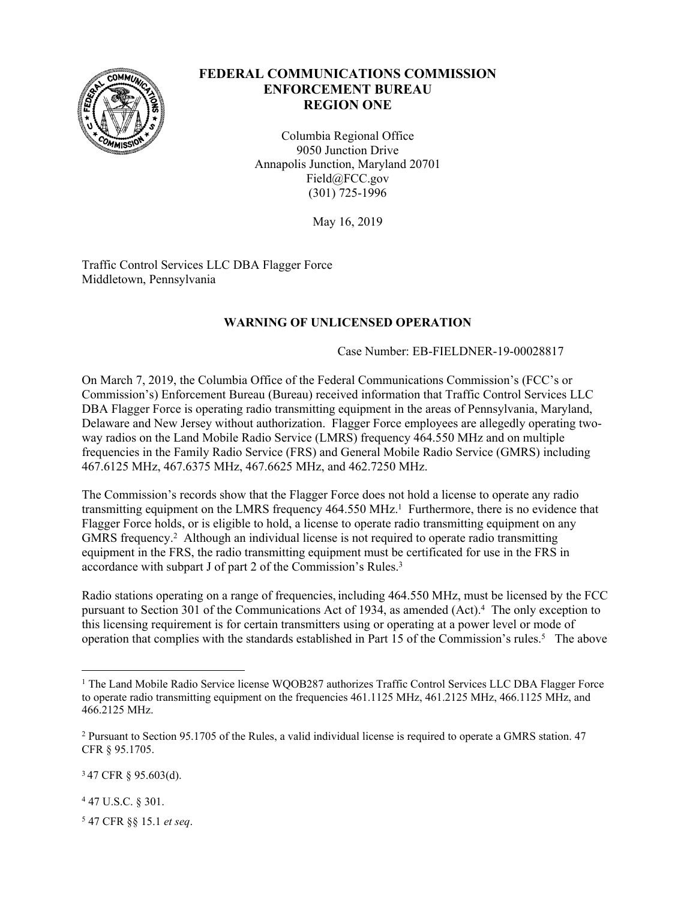# FEDERAL COMMUNICATIONS COMMISSION
## ENFORCEMENT BUREAU
## REGION ONE

Columbia Regional Office
9050 Junction Drive
Annapolis Junction, Maryland 20701
Field@FCC.gov
(301) 725-1996

May 16, 2019

Traffic Control Services LLC DBA Flagger Force
Middletown, Pennsylvania

### WARNING OF UNLICENSED OPERATION

Case Number: EB-FIELDNER-19-00028817

On March 7, 2019, the Columbia Office of the Federal Communications Commission's (FCC's or Commission's) Enforcement Bureau (Bureau) received information that Traffic Control Services LLC DBA Flagger Force is operating radio transmitting equipment in the areas of Pennsylvania, Maryland, Delaware and New Jersey without authorization. Flagger Force employees are allegedly operating two-way radios on the Land Mobile Radio Service (LMRS) frequency 464.550 MHz and on multiple frequencies in the Family Radio Service (FRS) and General Mobile Radio Service (GMRS) including 467.6125 MHz, 467.6375 MHz, 467.6625 MHz, and 462.7250 MHz.

The Commission's records show that the Flagger Force does not hold a license to operate any radio transmitting equipment on the LMRS frequency 464.550 MHz.[1] Furthermore, there is no evidence that Flagger Force holds, or is eligible to hold, a license to operate radio transmitting equipment on any GMRS frequency.[2] Although an individual license is not required to operate radio transmitting equipment in the FRS, the radio transmitting equipment must be certificated for use in the FRS in accordance with subpart J of part 2 of the Commission's Rules.[3]

Radio stations operating on a range of frequencies, including 464.550 MHz, must be licensed by the FCC pursuant to Section 301 of the Communications Act of 1934, as amended (Act).[4] The only exception to this licensing requirement is for certain transmitters using or operating at a power level or mode of operation that complies with the standards established in Part 15 of the Commission's rules.[5] The above

---

[1] The Land Mobile Radio Service license WQOB287 authorizes Traffic Control Services LLC DBA Flagger Force to operate radio transmitting equipment on the frequencies 461.1125 MHz, 461.2125 MHz, 466.1125 MHz, and 466.2125 MHz.

[2] Pursuant to Section 95.1705 of the Rules, a valid individual license is required to operate a GMRS station. 47 CFR § 95.1705.

[3] 47 CFR § 95.603(d).

[4] 47 U.S.C. § 301.

[5] 47 CFR §§ 15.1 *et seq*.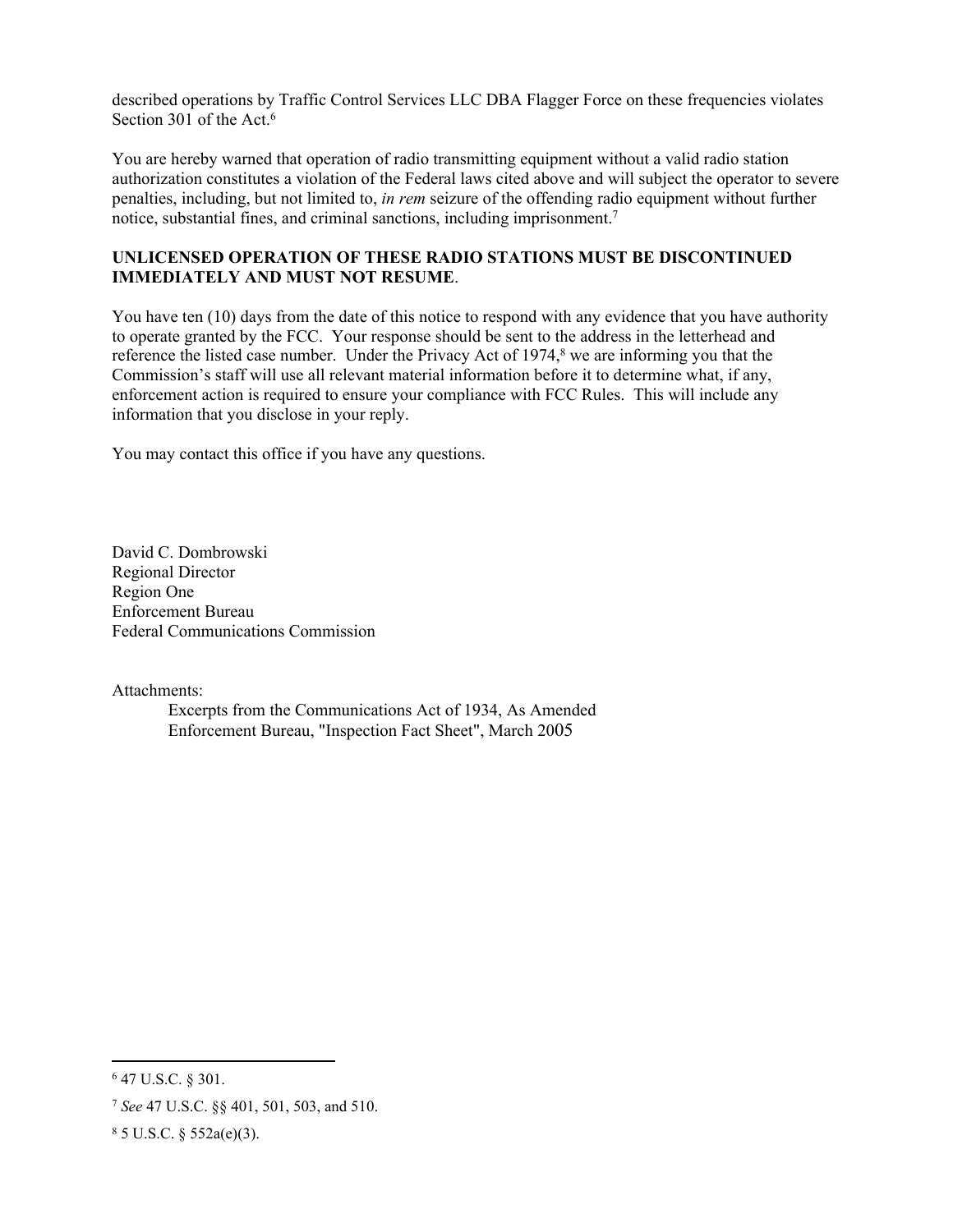described operations by Traffic Control Services LLC DBA Flagger Force on these frequencies violates Section 301 of the Act.[6]

You are hereby warned that operation of radio transmitting equipment without a valid radio station authorization constitutes a violation of the Federal laws cited above and will subject the operator to severe penalties, including, but not limited to, *in rem* seizure of the offending radio equipment without further notice, substantial fines, and criminal sanctions, including imprisonment.[7]

**UNLICENSED OPERATION OF THESE RADIO STATIONS MUST BE DISCONTINUED IMMEDIATELY AND MUST NOT RESUME**.

You have ten (10) days from the date of this notice to respond with any evidence that you have authority to operate granted by the FCC. Your response should be sent to the address in the letterhead and reference the listed case number. Under the Privacy Act of 1974,[8] we are informing you that the Commission's staff will use all relevant material information before it to determine what, if any, enforcement action is required to ensure your compliance with FCC Rules. This will include any information that you disclose in your reply.

You may contact this office if you have any questions.

David C. Dombrowski
Regional Director
Region One
Enforcement Bureau
Federal Communications Commission

Attachments:
- Excerpts from the Communications Act of 1934, As Amended
- Enforcement Bureau, "Inspection Fact Sheet", March 2005

---

[6] 47 U.S.C. § 301.

[7] *See* 47 U.S.C. §§ 401, 501, 503, and 510.

[8] 5 U.S.C. § 552a(e)(3).